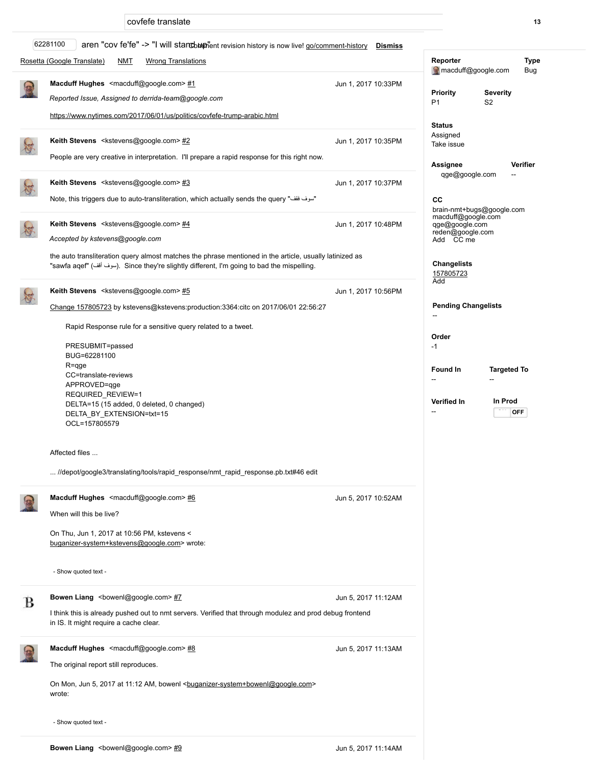covfefe translate

62281100 aren "cov fe'fe" -> "I will stand up" Comment revision history is now live! go/comment-history **Dismiss**

Rosetta (Google Translate) NMT Wrong Translations

**Reporter** macduff@google.com
**Type** Bug

**Priority** P1
**Severity** S2

**Status** Assigned
Take issue

**Assignee** qge@google.com
**Verifier** --

**CC**
brain-nmt+bugs@google.com
macduff@google.com
qge@google.com
reden@google.com
Add CC me

**Changelists**
157805723
Add

**Pending Changelists**
--

**Order**
-1

**Found In** --
**Targeted To** --

**Verified In** --
**In Prod** OFF

---

**Macduff Hughes** <macduff@google.com> #1 — Jun 1, 2017 10:33PM

*Reported Issue, Assigned to derrida-team@google.com*

https://www.nytimes.com/2017/06/01/us/politics/covfefe-trump-arabic.html

---

**Keith Stevens** <kstevens@google.com> #2 — Jun 1, 2017 10:35PM

People are very creative in interpretation. I'll prepare a rapid response for this right now.

---

**Keith Stevens** <kstevens@google.com> #3 — Jun 1, 2017 10:37PM

Note, this triggers due to auto-transliteration, which actually sends the query "سوف ققف"

---

**Keith Stevens** <kstevens@google.com> #4 — Jun 1, 2017 10:48PM

*Accepted by kstevens@google.com*

the auto transliteration query almost matches the phrase mentioned in the article, usually latinized as "sawfa aqef" (سوف أقف). Since they're slightly different, I'm going to bad the mispelling.

---

**Keith Stevens** <kstevens@google.com> #5 — Jun 1, 2017 10:56PM

Change 157805723 by kstevens@kstevens:production:3364:citc on 2017/06/01 22:56:27

```
Rapid Response rule for a sensitive query related to a tweet.

PRESUBMIT=passed
BUG=62281100
R=qge
CC=translate-reviews
APPROVED=qge
REQUIRED_REVIEW=1
DELTA=15 (15 added, 0 deleted, 0 changed)
DELTA_BY_EXTENSION=txt=15
OCL=157805579
```

Affected files ...

... //depot/google3/translating/tools/rapid_response/nmt_rapid_response.pb.txt#46 edit

---

**Macduff Hughes** <macduff@google.com> #6 — Jun 5, 2017 10:52AM

When will this be live?

On Thu, Jun 1, 2017 at 10:56 PM, kstevens < buganizer-system+kstevens@google.com> wrote:

- Show quoted text -

---

**Bowen Liang** <bowenl@google.com> #7 — Jun 5, 2017 11:12AM

I think this is already pushed out to nmt servers. Verified that through modulez and prod debug frontend in IS. It might require a cache clear.

---

**Macduff Hughes** <macduff@google.com> #8 — Jun 5, 2017 11:13AM

The original report still reproduces.

On Mon, Jun 5, 2017 at 11:12 AM, bowenl <buganizer-system+bowenl@google.com> wrote:

- Show quoted text -

---

**Bowen Liang** <bowenl@google.com> #9 — Jun 5, 2017 11:14AM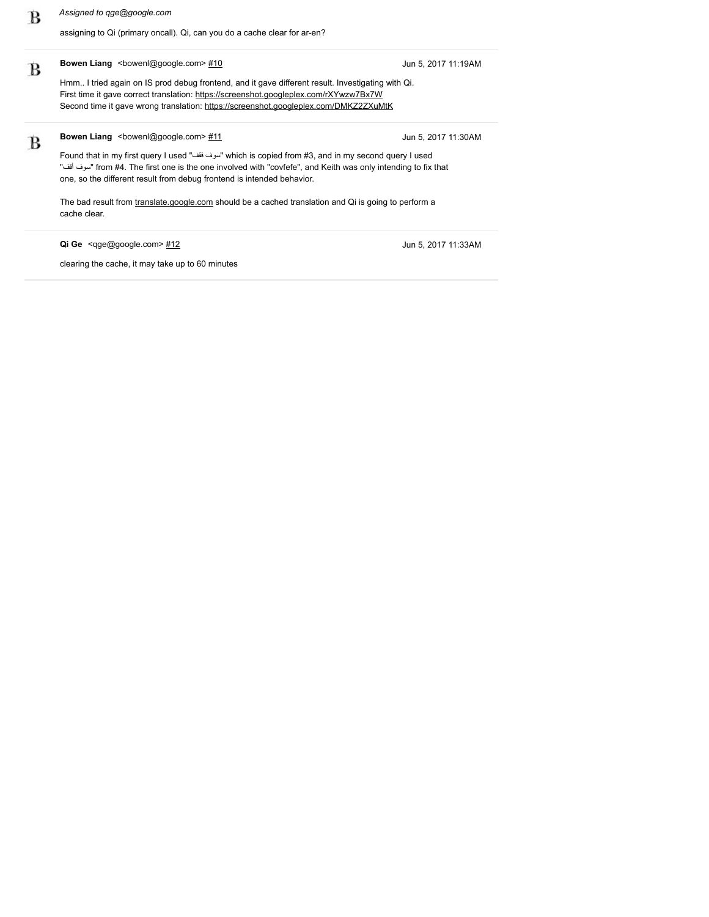*Assigned to qge@google.com*

assigning to Qi (primary oncall). Qi, can you do a cache clear for ar-en?

---

**Bowen Liang** <bowenl@google.com> #10 Jun 5, 2017 11:19AM

Hmm.. I tried again on IS prod debug frontend, and it gave different result. Investigating with Qi.
First time it gave correct translation: https://screenshot.googleplex.com/rXYwzw7Bx7W
Second time it gave wrong translation: https://screenshot.googleplex.com/DMKZ2ZXuMtK

---

**Bowen Liang** <bowenl@google.com> #11 Jun 5, 2017 11:30AM

Found that in my first query I used "سوف ققف" which is copied from #3, and in my second query I used "سوف أقف" from #4. The first one is the one involved with "covfefe", and Keith was only intending to fix that one, so the different result from debug frontend is intended behavior.

The bad result from translate.google.com should be a cached translation and Qi is going to perform a cache clear.

---

**Qi Ge** <qge@google.com> #12 Jun 5, 2017 11:33AM

clearing the cache, it may take up to 60 minutes